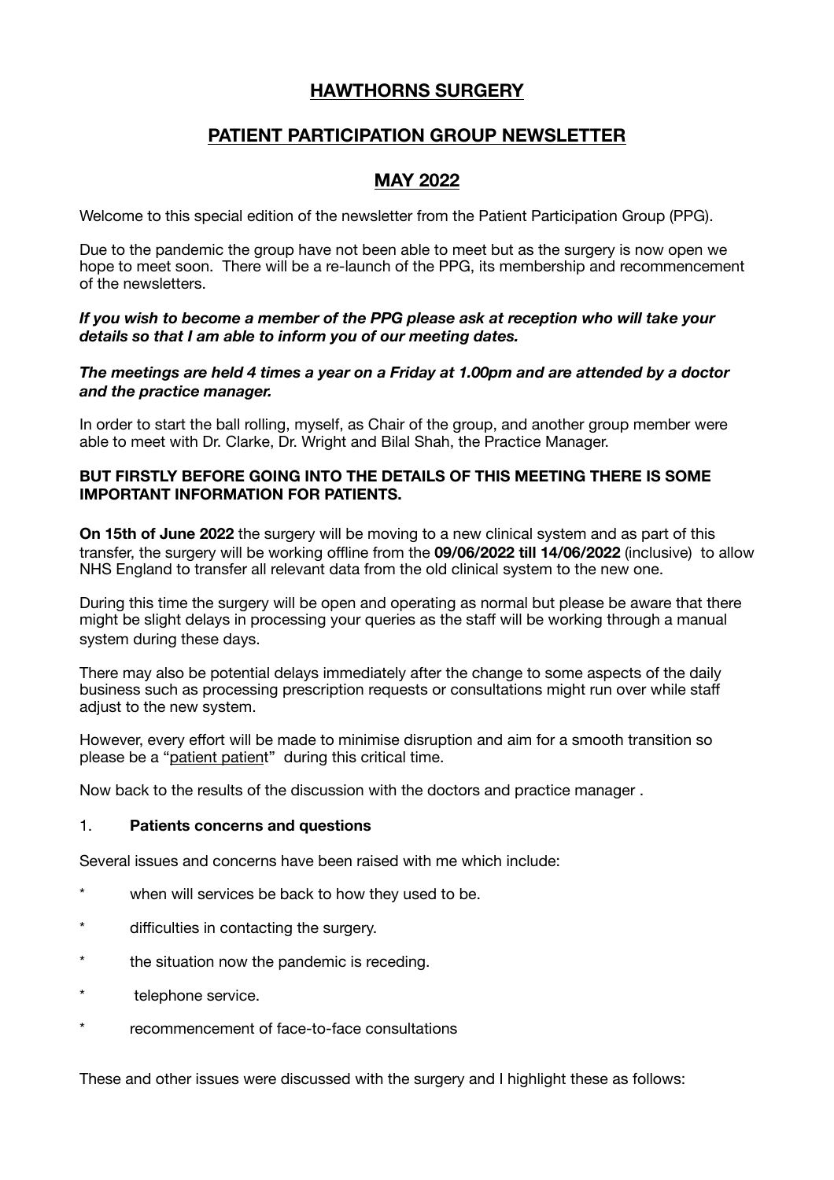# HAWTHORNS SURGERY

## PATIENT PARTICIPATION GROUP NEWSLETTER

## MAY 2022

Welcome to this special edition of the newsletter from the Patient Participation Group (PPG).

Due to the pandemic the group have not been able to meet but as the surgery is now open we hope to meet soon. There will be a re-launch of the PPG, its membership and recommencement of the newsletters.

***If you wish to become a member of the PPG please ask at reception who will take your details so that I am able to inform you of our meeting dates.***

***The meetings are held 4 times a year on a Friday at 1.00pm and are attended by a doctor and the practice manager.***

In order to start the ball rolling, myself, as Chair of the group, and another group member were able to meet with Dr. Clarke, Dr. Wright and Bilal Shah, the Practice Manager.

**BUT FIRSTLY BEFORE GOING INTO THE DETAILS OF THIS MEETING THERE IS SOME IMPORTANT INFORMATION FOR PATIENTS.**

**On 15th of June 2022** the surgery will be moving to a new clinical system and as part of this transfer, the surgery will be working offline from the **09/06/2022 till 14/06/2022** (inclusive) to allow NHS England to transfer all relevant data from the old clinical system to the new one.

During this time the surgery will be open and operating as normal but please be aware that there might be slight delays in processing your queries as the staff will be working through a manual system during these days.

There may also be potential delays immediately after the change to some aspects of the daily business such as processing prescription requests or consultations might run over while staff adjust to the new system.

However, every effort will be made to minimise disruption and aim for a smooth transition so please be a "patient patient" during this critical time.

Now back to the results of the discussion with the doctors and practice manager .

1. **Patients concerns and questions**

Several issues and concerns have been raised with me which include:

* when will services be back to how they used to be.
* difficulties in contacting the surgery.
* the situation now the pandemic is receding.
* telephone service.
* recommencement of face-to-face consultations

These and other issues were discussed with the surgery and I highlight these as follows: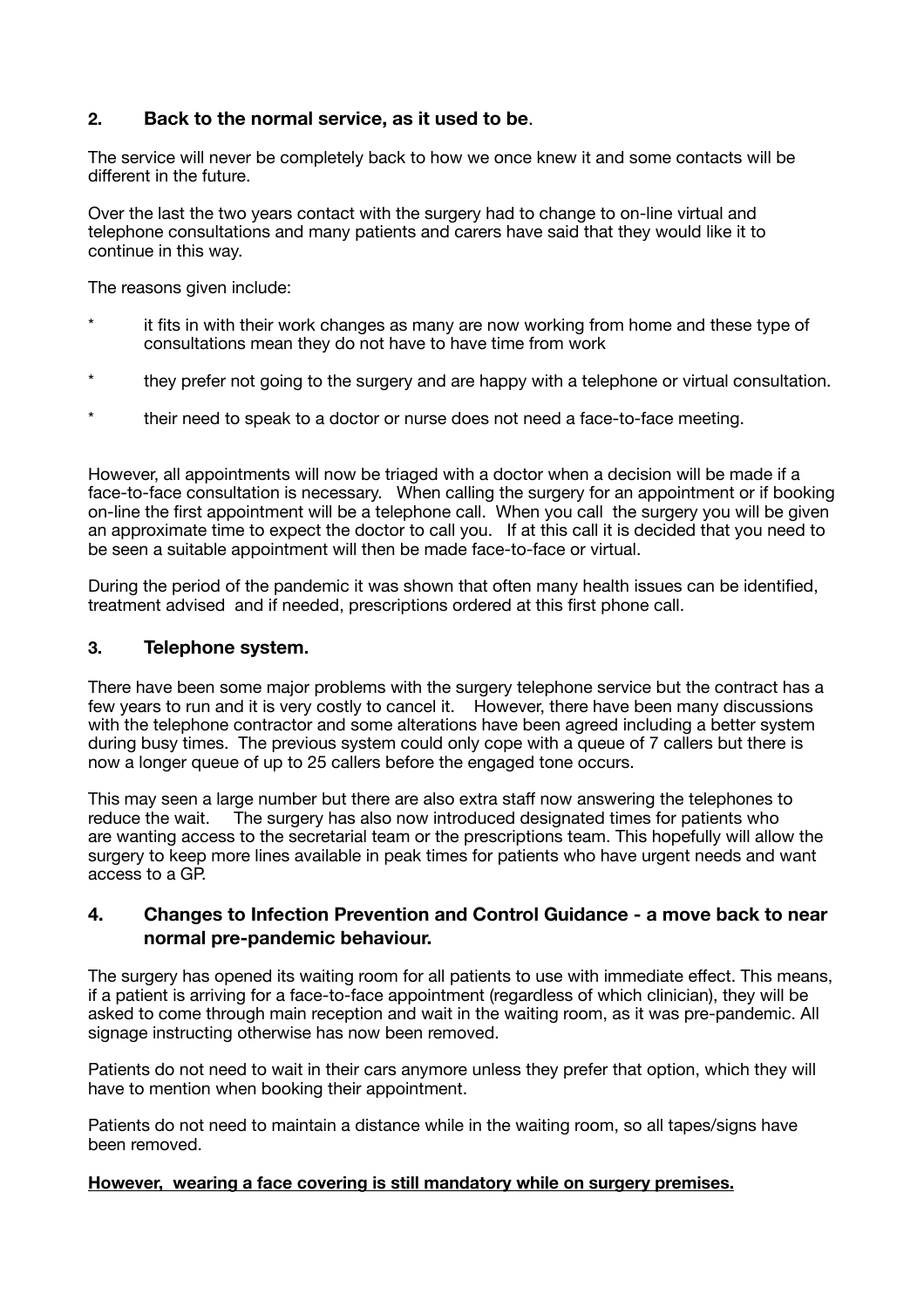## 2. Back to the normal service, as it used to be.

The service will never be completely back to how we once knew it and some contacts will be different in the future.

Over the last the two years contact with the surgery had to change to on-line virtual and telephone consultations and many patients and carers have said that they would like it to continue in this way.

The reasons given include:

* it fits in with their work changes as many are now working from home and these type of consultations mean they do not have to have time from work
* they prefer not going to the surgery and are happy with a telephone or virtual consultation.
* their need to speak to a doctor or nurse does not need a face-to-face meeting.

However, all appointments will now be triaged with a doctor when a decision will be made if a face-to-face consultation is necessary. When calling the surgery for an appointment or if booking on-line the first appointment will be a telephone call. When you call the surgery you will be given an approximate time to expect the doctor to call you. If at this call it is decided that you need to be seen a suitable appointment will then be made face-to-face or virtual.

During the period of the pandemic it was shown that often many health issues can be identified, treatment advised and if needed, prescriptions ordered at this first phone call.

## 3. Telephone system.

There have been some major problems with the surgery telephone service but the contract has a few years to run and it is very costly to cancel it. However, there have been many discussions with the telephone contractor and some alterations have been agreed including a better system during busy times. The previous system could only cope with a queue of 7 callers but there is now a longer queue of up to 25 callers before the engaged tone occurs.

This may seen a large number but there are also extra staff now answering the telephones to reduce the wait. The surgery has also now introduced designated times for patients who are wanting access to the secretarial team or the prescriptions team. This hopefully will allow the surgery to keep more lines available in peak times for patients who have urgent needs and want access to a GP.

## 4. Changes to Infection Prevention and Control Guidance - a move back to near normal pre-pandemic behaviour.

The surgery has opened its waiting room for all patients to use with immediate effect. This means, if a patient is arriving for a face-to-face appointment (regardless of which clinician), they will be asked to come through main reception and wait in the waiting room, as it was pre-pandemic. All signage instructing otherwise has now been removed.

Patients do not need to wait in their cars anymore unless they prefer that option, which they will have to mention when booking their appointment.

Patients do not need to maintain a distance while in the waiting room, so all tapes/signs have been removed.

**However, wearing a face covering is still mandatory while on surgery premises.**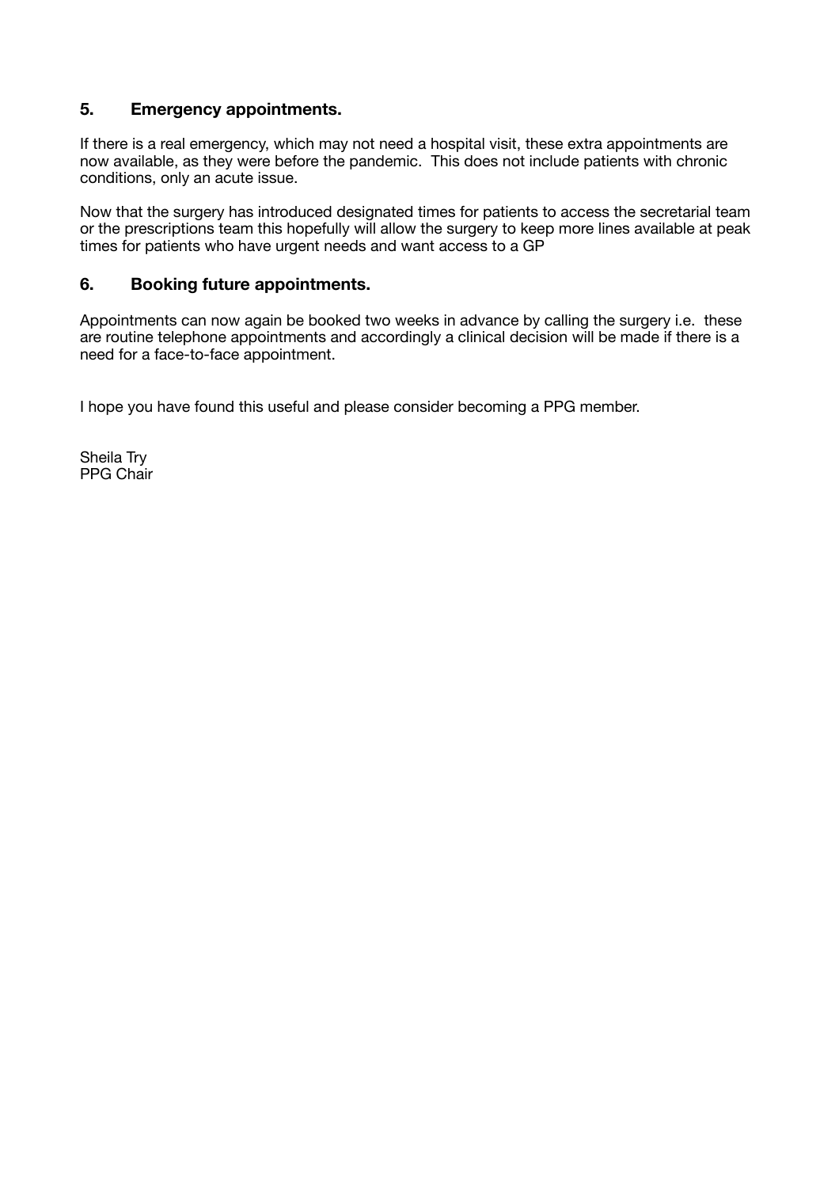## 5. Emergency appointments.

If there is a real emergency, which may not need a hospital visit, these extra appointments are now available, as they were before the pandemic. This does not include patients with chronic conditions, only an acute issue.

Now that the surgery has introduced designated times for patients to access the secretarial team or the prescriptions team this hopefully will allow the surgery to keep more lines available at peak times for patients who have urgent needs and want access to a GP

## 6. Booking future appointments.

Appointments can now again be booked two weeks in advance by calling the surgery i.e. these are routine telephone appointments and accordingly a clinical decision will be made if there is a need for a face-to-face appointment.

I hope you have found this useful and please consider becoming a PPG member.

Sheila Try
PPG Chair